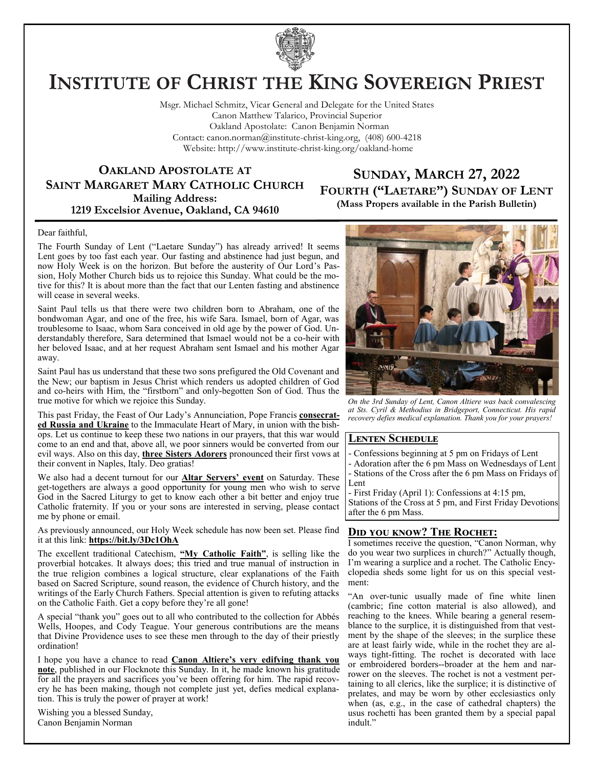# Institute of Christ the King Sovereign Priest

Msgr. Michael Schmitz, Vicar General and Delegate for the United States
Canon Matthew Talarico, Provincial Superior
Oakland Apostolate: Canon Benjamin Norman
Contact: canon.norman@institute-christ-king.org, (408) 600-4218
Website: http://www.institute-christ-king.org/oakland-home

## Oakland Apostolate at Saint Margaret Mary Catholic Church

**Mailing Address:**
**1219 Excelsior Avenue, Oakland, CA 94610**

## Sunday, March 27, 2022
### Fourth ("Laetare") Sunday of Lent
**(Mass Propers available in the Parish Bulletin)**

Dear faithful,

The Fourth Sunday of Lent ("Laetare Sunday") has already arrived! It seems Lent goes by too fast each year. Our fasting and abstinence had just begun, and now Holy Week is on the horizon. But before the austerity of Our Lord's Passion, Holy Mother Church bids us to rejoice this Sunday. What could be the motive for this? It is about more than the fact that our Lenten fasting and abstinence will cease in several weeks.

Saint Paul tells us that there were two children born to Abraham, one of the bondwoman Agar, and one of the free, his wife Sara. Ismael, born of Agar, was troublesome to Isaac, whom Sara conceived in old age by the power of God. Understandably therefore, Sara determined that Ismael would not be a co-heir with her beloved Isaac, and at her request Abraham sent Ismael and his mother Agar away.

Saint Paul has us understand that these two sons prefigured the Old Covenant and the New; our baptism in Jesus Christ which renders us adopted children of God and co-heirs with Him, the "firstborn" and only-begotten Son of God. Thus the true motive for which we rejoice this Sunday.

This past Friday, the Feast of Our Lady's Annunciation, Pope Francis **consecrated Russia and Ukraine** to the Immaculate Heart of Mary, in union with the bishops. Let us continue to keep these two nations in our prayers, that this war would come to an end and that, above all, we poor sinners would be converted from our evil ways. Also on this day, **three Sisters Adorers** pronounced their first vows at their convent in Naples, Italy. Deo gratias!

We also had a decent turnout for our **Altar Servers' event** on Saturday. These get-togethers are always a good opportunity for young men who wish to serve God in the Sacred Liturgy to get to know each other a bit better and enjoy true Catholic fraternity. If you or your sons are interested in serving, please contact me by phone or email.

As previously announced, our Holy Week schedule has now been set. Please find it at this link: **https://bit.ly/3Dc1OhA**

The excellent traditional Catechism, **"My Catholic Faith"**, is selling like the proverbial hotcakes. It always does; this tried and true manual of instruction in the true religion combines a logical structure, clear explanations of the Faith based on Sacred Scripture, sound reason, the evidence of Church history, and the writings of the Early Church Fathers. Special attention is given to refuting attacks on the Catholic Faith. Get a copy before they're all gone!

A special "thank you" goes out to all who contributed to the collection for Abbés Wells, Hoopes, and Cody Teague. Your generous contributions are the means that Divine Providence uses to see these men through to the day of their priestly ordination!

I hope you have a chance to read **Canon Altiere's very edifying thank you note**, published in our Flocknote this Sunday. In it, he made known his gratitude for all the prayers and sacrifices you've been offering for him. The rapid recovery he has been making, though not complete just yet, defies medical explanation. This is truly the power of prayer at work!

Wishing you a blessed Sunday,
Canon Benjamin Norman

*On the 3rd Sunday of Lent, Canon Altiere was back convalescing at Sts. Cyril & Methodius in Bridgeport, Connecticut. His rapid recovery defies medical explanation. Thank you for your prayers!*

### Lenten Schedule

- Confessions beginning at 5 pm on Fridays of Lent
- Adoration after the 6 pm Mass on Wednesdays of Lent
- Stations of the Cross after the 6 pm Mass on Fridays of Lent
- First Friday (April 1): Confessions at 4:15 pm, Stations of the Cross at 5 pm, and First Friday Devotions after the 6 pm Mass.

### Did you know? The Rochet:

I sometimes receive the question, "Canon Norman, why do you wear two surplices in church?" Actually though, I'm wearing a surplice and a rochet. The Catholic Encyclopedia sheds some light for us on this special vestment:

"An over-tunic usually made of fine white linen (cambric; fine cotton material is also allowed), and reaching to the knees. While bearing a general resemblance to the surplice, it is distinguished from that vestment by the shape of the sleeves; in the surplice these are at least fairly wide, while in the rochet they are always tight-fitting. The rochet is decorated with lace or embroidered borders--broader at the hem and narrower on the sleeves. The rochet is not a vestment pertaining to all clerics, like the surplice; it is distinctive of prelates, and may be worn by other ecclesiastics only when (as, e.g., in the case of cathedral chapters) the usus rochetti has been granted them by a special papal indult."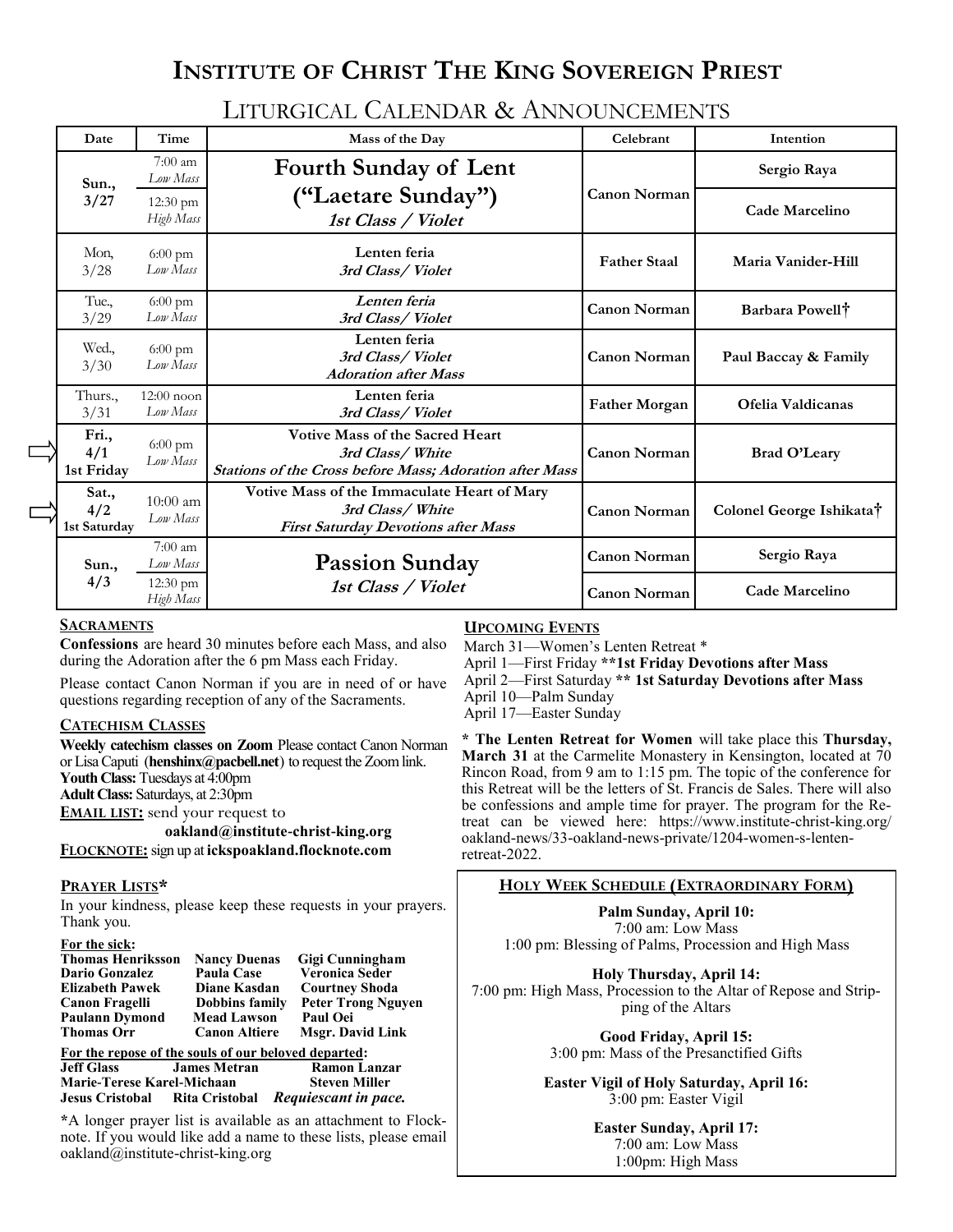# Institute of Christ The King Sovereign Priest

## Liturgical Calendar & Announcements

| Date | Time | Mass of the Day | Celebrant | Intention |
|---|---|---|---|---|
| Sun., 3/27 | 7:00 am *Low Mass* | **Fourth Sunday of Lent ("Laetare Sunday")** *1st Class / Violet* | Canon Norman | Sergio Raya |
| | 12:30 pm *High Mass* | | | Cade Marcelino |
| Mon, 3/28 | 6:00 pm *Low Mass* | **Lenten feria** *3rd Class/ Violet* | Father Staal | Maria Vanider-Hill |
| Tue., 3/29 | 6:00 pm *Low Mass* | *Lenten feria* *3rd Class/ Violet* | Canon Norman | Barbara Powell† |
| Wed., 3/30 | 6:00 pm *Low Mass* | **Lenten feria** *3rd Class/ Violet* *Adoration after Mass* | Canon Norman | Paul Baccay & Family |
| Thurs., 3/31 | 12:00 noon *Low Mass* | **Lenten feria** *3rd Class/ Violet* | Father Morgan | Ofelia Valdicanas |
| Fri., 4/1 1st Friday | 6:00 pm *Low Mass* | **Votive Mass of the Sacred Heart** *3rd Class/ White* *Stations of the Cross before Mass; Adoration after Mass* | Canon Norman | Brad O'Leary |
| Sat., 4/2 1st Saturday | 10:00 am *Low Mass* | **Votive Mass of the Immaculate Heart of Mary** *3rd Class/ White* *First Saturday Devotions after Mass* | Canon Norman | Colonel George Ishikata† |
| Sun., 4/3 | 7:00 am *Low Mass* | **Passion Sunday** *1st Class / Violet* | Canon Norman | Sergio Raya |
| | 12:30 pm *High Mass* | | Canon Norman | Cade Marcelino |

### Sacraments

**Confessions** are heard 30 minutes before each Mass, and also during the Adoration after the 6 pm Mass each Friday.

Please contact Canon Norman if you are in need of or have questions regarding reception of any of the Sacraments.

### Catechism Classes

**Weekly catechism classes on Zoom** Please contact Canon Norman or Lisa Caputi (**henshinx@pacbell.net**) to request the Zoom link.
**Youth Class:** Tuesdays at 4:00pm
**Adult Class:** Saturdays, at 2:30pm

**Email list:** send your request to **oakland@institute-christ-king.org**

**Flocknote:** sign up at **ickspoakland.flocknote.com**

### Prayer Lists*

In your kindness, please keep these requests in your prayers. Thank you.

**For the sick:**
**Thomas Henriksson, Nancy Duenas, Gigi Cunningham, Dario Gonzalez, Paula Case, Veronica Seder, Elizabeth Pawek, Diane Kasdan, Courtney Shoda, Canon Fragelli, Dobbins family, Peter Trong Nguyen, Paulann Dymond, Mead Lawson, Paul Oei, Thomas Orr, Canon Altiere, Msgr. David Link**

**For the repose of the souls of our beloved departed:**
**Jeff Glass, James Metran, Ramon Lanzar, Marie-Terese Karel-Michaan, Steven Miller, Jesus Cristobal, Rita Cristobal** ***Requiescant in pace.***

*A longer prayer list is available as an attachment to Flocknote. If you would like add a name to these lists, please email oakland@institute-christ-king.org

### Upcoming Events

March 31—Women's Lenten Retreat *
April 1—First Friday **1st Friday Devotions after Mass**
April 2—First Saturday **1st Saturday Devotions after Mass**
April 10—Palm Sunday
April 17—Easter Sunday

**\* The Lenten Retreat for Women** will take place this **Thursday, March 31** at the Carmelite Monastery in Kensington, located at 70 Rincon Road, from 9 am to 1:15 pm. The topic of the conference for this Retreat will be the letters of St. Francis de Sales. There will also be confessions and ample time for prayer. The program for the Retreat can be viewed here: https://www.institute-christ-king.org/oakland-news/33-oakland-news-private/1204-women-s-lenten-retreat-2022.

### Holy Week Schedule (Extraordinary Form)

**Palm Sunday, April 10:**
7:00 am: Low Mass
1:00 pm: Blessing of Palms, Procession and High Mass

**Holy Thursday, April 14:**
7:00 pm: High Mass, Procession to the Altar of Repose and Stripping of the Altars

**Good Friday, April 15:**
3:00 pm: Mass of the Presanctified Gifts

**Easter Vigil of Holy Saturday, April 16:**
3:00 pm: Easter Vigil

**Easter Sunday, April 17:**
7:00 am: Low Mass
1:00pm: High Mass